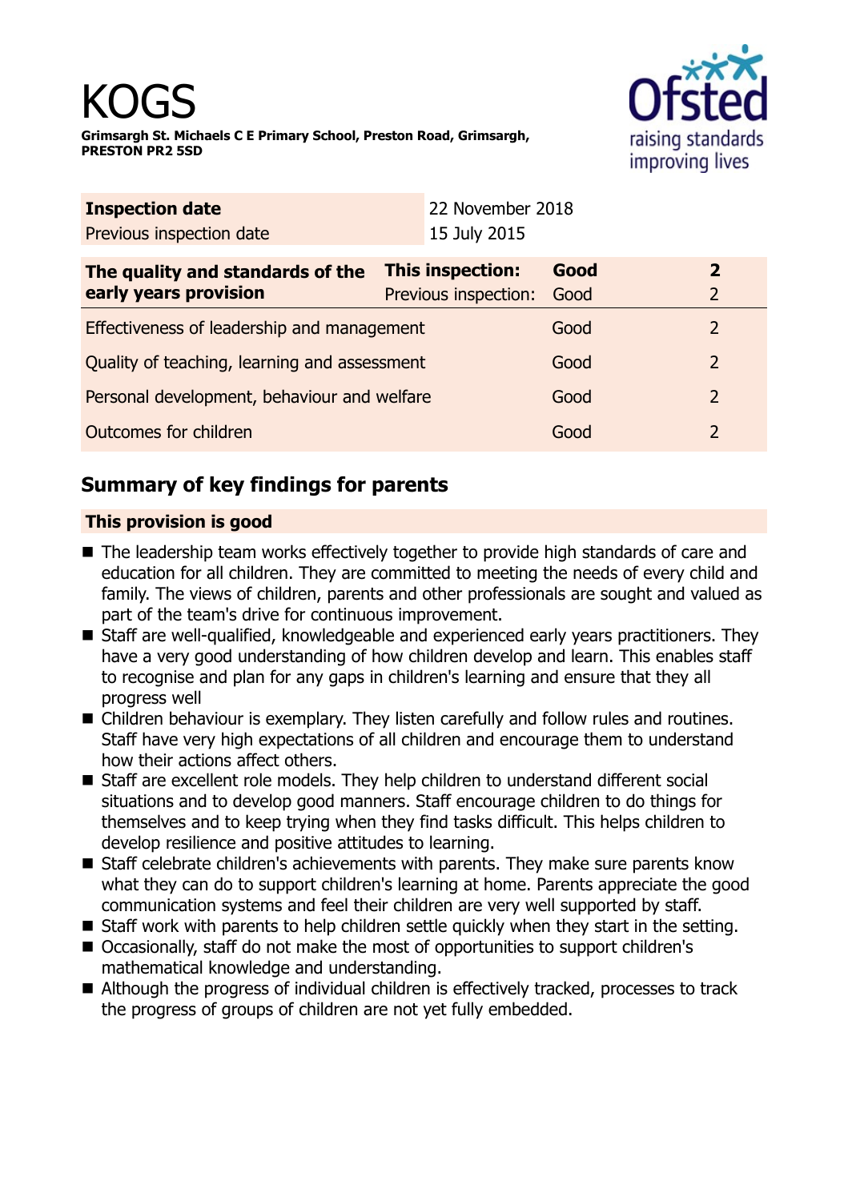# KOGS

**Grimsargh St. Michaels C E Primary School, Preston Road, Grimsargh, PRESTON PR2 5SD**

| **Inspection date** | 22 November 2018 |
|---|---|
| Previous inspection date | 15 July 2015 |

| **The quality and standards of the early years provision** | **This inspection:** | **Good** | **2** |
|---|---|---|---|
| | Previous inspection: | Good | 2 |
| Effectiveness of leadership and management | | Good | 2 |
| Quality of teaching, learning and assessment | | Good | 2 |
| Personal development, behaviour and welfare | | Good | 2 |
| Outcomes for children | | Good | 2 |

## Summary of key findings for parents

### This provision is good

- The leadership team works effectively together to provide high standards of care and education for all children. They are committed to meeting the needs of every child and family. The views of children, parents and other professionals are sought and valued as part of the team's drive for continuous improvement.
- Staff are well-qualified, knowledgeable and experienced early years practitioners. They have a very good understanding of how children develop and learn. This enables staff to recognise and plan for any gaps in children's learning and ensure that they all progress well
- Children behaviour is exemplary. They listen carefully and follow rules and routines. Staff have very high expectations of all children and encourage them to understand how their actions affect others.
- Staff are excellent role models. They help children to understand different social situations and to develop good manners. Staff encourage children to do things for themselves and to keep trying when they find tasks difficult. This helps children to develop resilience and positive attitudes to learning.
- Staff celebrate children's achievements with parents. They make sure parents know what they can do to support children's learning at home. Parents appreciate the good communication systems and feel their children are very well supported by staff.
- Staff work with parents to help children settle quickly when they start in the setting.
- Occasionally, staff do not make the most of opportunities to support children's mathematical knowledge and understanding.
- Although the progress of individual children is effectively tracked, processes to track the progress of groups of children are not yet fully embedded.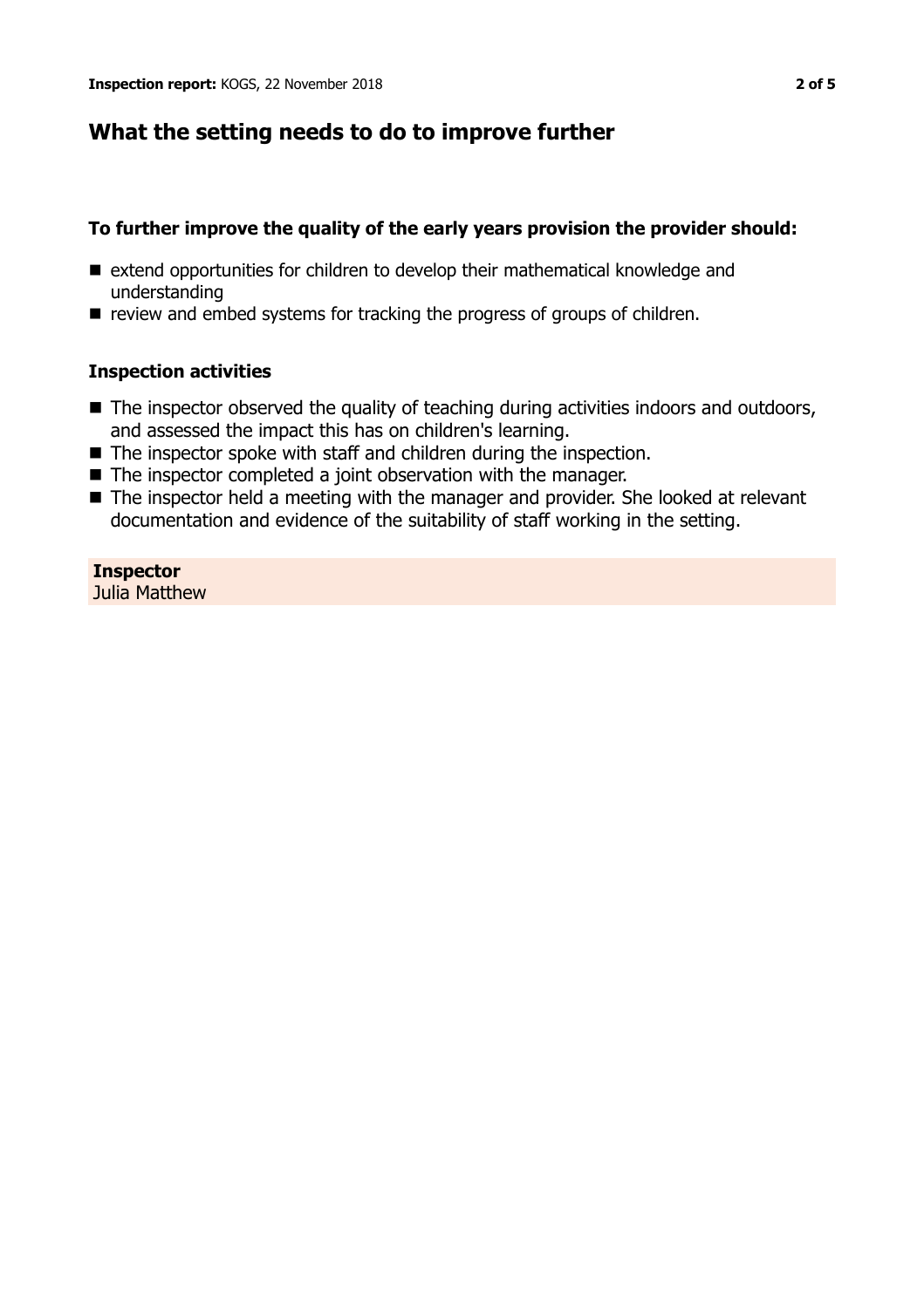## What the setting needs to do to improve further

**To further improve the quality of the early years provision the provider should:**

- extend opportunities for children to develop their mathematical knowledge and understanding
- review and embed systems for tracking the progress of groups of children.

**Inspection activities**

- The inspector observed the quality of teaching during activities indoors and outdoors, and assessed the impact this has on children's learning.
- The inspector spoke with staff and children during the inspection.
- The inspector completed a joint observation with the manager.
- The inspector held a meeting with the manager and provider. She looked at relevant documentation and evidence of the suitability of staff working in the setting.

**Inspector**
Julia Matthew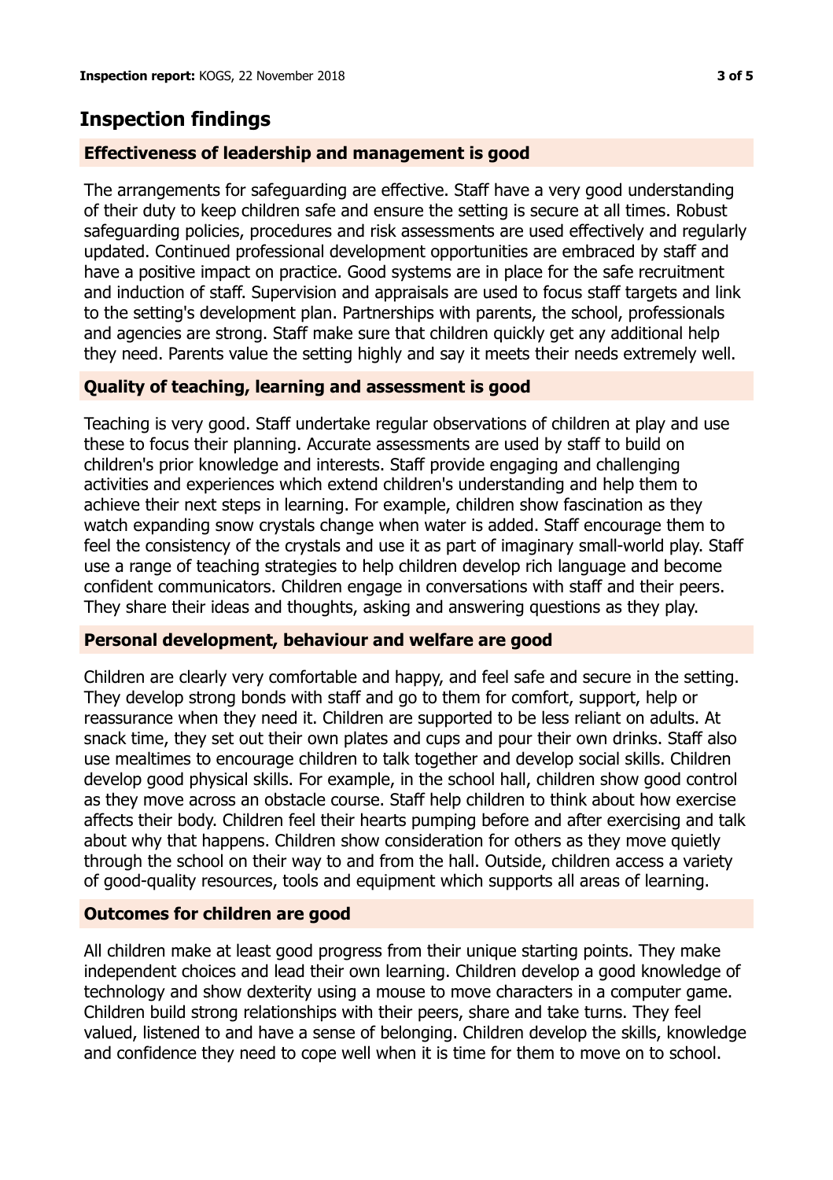## Inspection findings

### Effectiveness of leadership and management is good

The arrangements for safeguarding are effective. Staff have a very good understanding of their duty to keep children safe and ensure the setting is secure at all times. Robust safeguarding policies, procedures and risk assessments are used effectively and regularly updated. Continued professional development opportunities are embraced by staff and have a positive impact on practice. Good systems are in place for the safe recruitment and induction of staff. Supervision and appraisals are used to focus staff targets and link to the setting's development plan. Partnerships with parents, the school, professionals and agencies are strong. Staff make sure that children quickly get any additional help they need. Parents value the setting highly and say it meets their needs extremely well.

### Quality of teaching, learning and assessment is good

Teaching is very good. Staff undertake regular observations of children at play and use these to focus their planning. Accurate assessments are used by staff to build on children's prior knowledge and interests. Staff provide engaging and challenging activities and experiences which extend children's understanding and help them to achieve their next steps in learning. For example, children show fascination as they watch expanding snow crystals change when water is added. Staff encourage them to feel the consistency of the crystals and use it as part of imaginary small-world play. Staff use a range of teaching strategies to help children develop rich language and become confident communicators. Children engage in conversations with staff and their peers. They share their ideas and thoughts, asking and answering questions as they play.

### Personal development, behaviour and welfare are good

Children are clearly very comfortable and happy, and feel safe and secure in the setting. They develop strong bonds with staff and go to them for comfort, support, help or reassurance when they need it. Children are supported to be less reliant on adults. At snack time, they set out their own plates and cups and pour their own drinks. Staff also use mealtimes to encourage children to talk together and develop social skills. Children develop good physical skills. For example, in the school hall, children show good control as they move across an obstacle course. Staff help children to think about how exercise affects their body. Children feel their hearts pumping before and after exercising and talk about why that happens. Children show consideration for others as they move quietly through the school on their way to and from the hall. Outside, children access a variety of good-quality resources, tools and equipment which supports all areas of learning.

### Outcomes for children are good

All children make at least good progress from their unique starting points. They make independent choices and lead their own learning. Children develop a good knowledge of technology and show dexterity using a mouse to move characters in a computer game. Children build strong relationships with their peers, share and take turns. They feel valued, listened to and have a sense of belonging. Children develop the skills, knowledge and confidence they need to cope well when it is time for them to move on to school.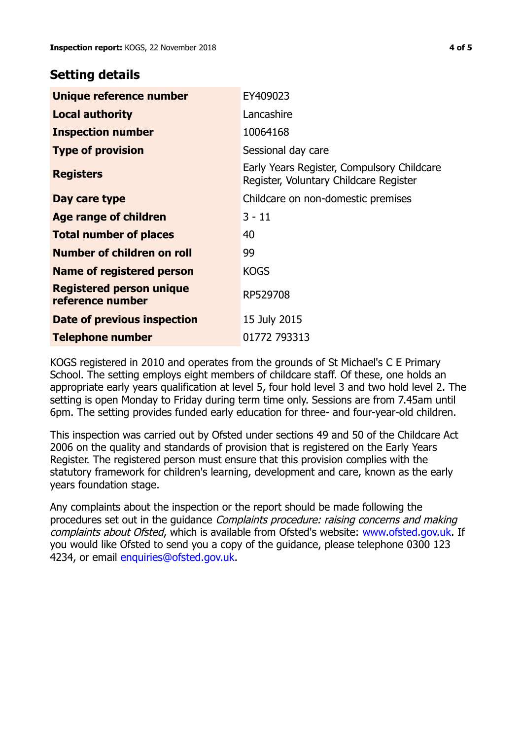## Setting details

| | |
|---|---|
| **Unique reference number** | EY409023 |
| **Local authority** | Lancashire |
| **Inspection number** | 10064168 |
| **Type of provision** | Sessional day care |
| **Registers** | Early Years Register, Compulsory Childcare Register, Voluntary Childcare Register |
| **Day care type** | Childcare on non-domestic premises |
| **Age range of children** | 3 - 11 |
| **Total number of places** | 40 |
| **Number of children on roll** | 99 |
| **Name of registered person** | KOGS |
| **Registered person unique reference number** | RP529708 |
| **Date of previous inspection** | 15 July 2015 |
| **Telephone number** | 01772 793313 |

KOGS registered in 2010 and operates from the grounds of St Michael's C E Primary School. The setting employs eight members of childcare staff. Of these, one holds an appropriate early years qualification at level 5, four hold level 3 and two hold level 2. The setting is open Monday to Friday during term time only. Sessions are from 7.45am until 6pm. The setting provides funded early education for three- and four-year-old children.

This inspection was carried out by Ofsted under sections 49 and 50 of the Childcare Act 2006 on the quality and standards of provision that is registered on the Early Years Register. The registered person must ensure that this provision complies with the statutory framework for children's learning, development and care, known as the early years foundation stage.

Any complaints about the inspection or the report should be made following the procedures set out in the guidance *Complaints procedure: raising concerns and making complaints about Ofsted*, which is available from Ofsted's website: www.ofsted.gov.uk. If you would like Ofsted to send you a copy of the guidance, please telephone 0300 123 4234, or email enquiries@ofsted.gov.uk.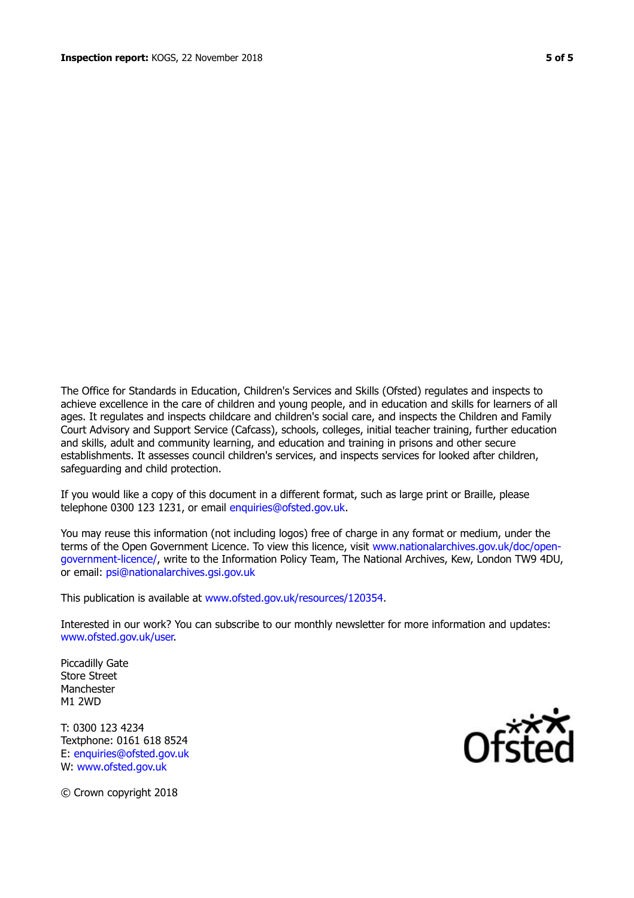The Office for Standards in Education, Children's Services and Skills (Ofsted) regulates and inspects to achieve excellence in the care of children and young people, and in education and skills for learners of all ages. It regulates and inspects childcare and children's social care, and inspects the Children and Family Court Advisory and Support Service (Cafcass), schools, colleges, initial teacher training, further education and skills, adult and community learning, and education and training in prisons and other secure establishments. It assesses council children's services, and inspects services for looked after children, safeguarding and child protection.

If you would like a copy of this document in a different format, such as large print or Braille, please telephone 0300 123 1231, or email enquiries@ofsted.gov.uk.

You may reuse this information (not including logos) free of charge in any format or medium, under the terms of the Open Government Licence. To view this licence, visit www.nationalarchives.gov.uk/doc/open-government-licence/, write to the Information Policy Team, The National Archives, Kew, London TW9 4DU, or email: psi@nationalarchives.gsi.gov.uk

This publication is available at www.ofsted.gov.uk/resources/120354.

Interested in our work? You can subscribe to our monthly newsletter for more information and updates: www.ofsted.gov.uk/user.

Piccadilly Gate
Store Street
Manchester
M1 2WD

T: 0300 123 4234
Textphone: 0161 618 8524
E: enquiries@ofsted.gov.uk
W: www.ofsted.gov.uk

Ofsted

© Crown copyright 2018